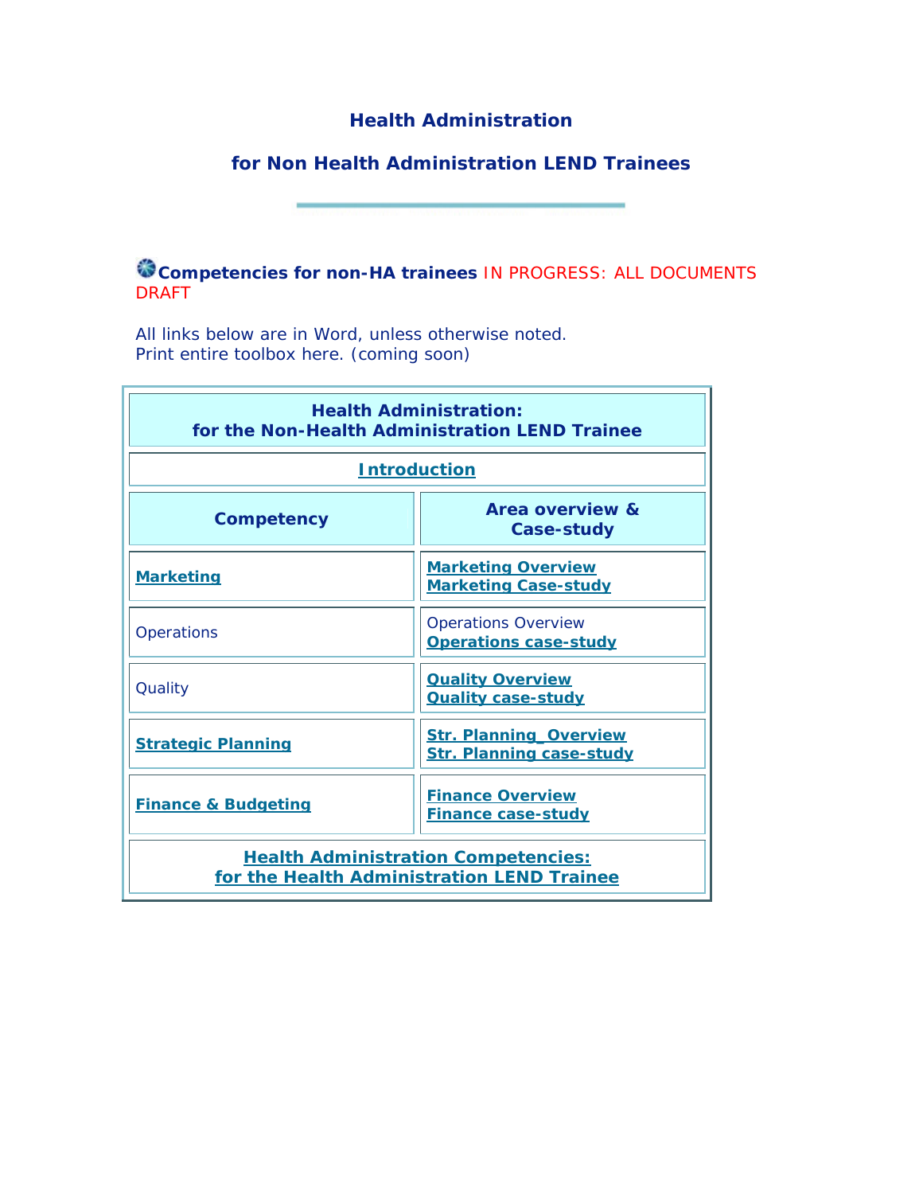# Health Administration

## for Non Health Administration LEND Trainees

**Competencies for non-HA trainees** IN PROGRESS: ALL DOCUMENTS DRAFT

All links below are in Word, unless otherwise noted.
Print entire toolbox here. (coming soon)

| **Health Administration: for the Non-Health Administration LEND Trainee** | |
|---|---|
| **Introduction** | |
| **Competency** | **Area overview & Case-study** |
| **Marketing** | **Marketing Overview**<br>**Marketing Case-study** |
| Operations | Operations Overview<br>**Operations case-study** |
| Quality | **Quality Overview**<br>**Quality case-study** |
| **Strategic Planning** | **Str. Planning_Overview**<br>**Str. Planning case-study** |
| **Finance & Budgeting** | **Finance Overview**<br>**Finance case-study** |
| **Health Administration Competencies: for the Health Administration LEND Trainee** | |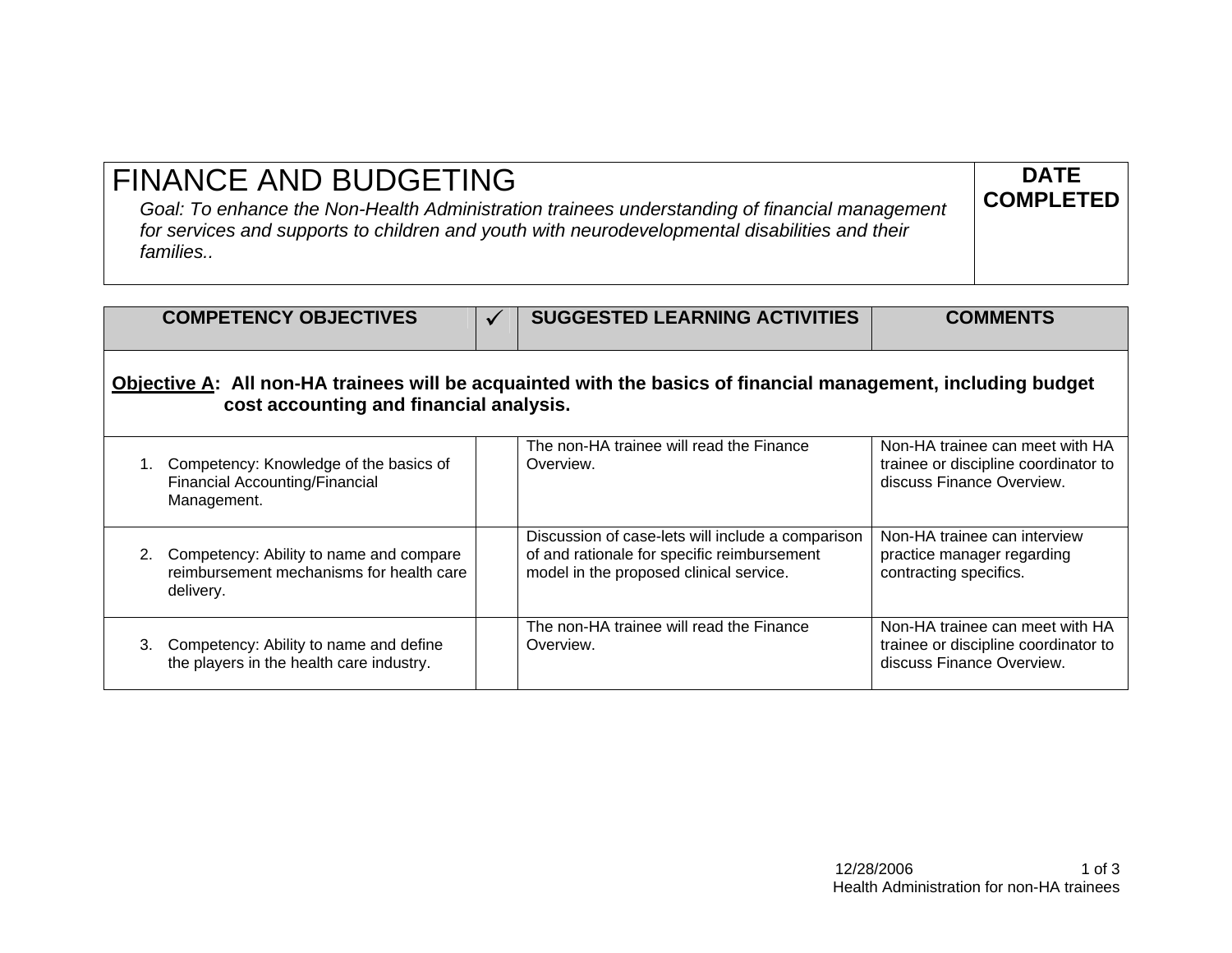| FINANCE AND BUDGETING<br>*Goal: To enhance the Non-Health Administration trainees understanding of financial management for services and supports to children and youth with neurodevelopmental disabilities and their families..* | **DATE COMPLETED** |
|---|---|

| COMPETENCY OBJECTIVES | ✓ | SUGGESTED LEARNING ACTIVITIES | COMMENTS |
|---|---|---|---|
| **<u>Objective A</u>: All non-HA trainees will be acquainted with the basics of financial management, including budget cost accounting and financial analysis.** | | | |
| 1. Competency: Knowledge of the basics of Financial Accounting/Financial Management. | | The non-HA trainee will read the Finance Overview. | Non-HA trainee can meet with HA trainee or discipline coordinator to discuss Finance Overview. |
| 2. Competency: Ability to name and compare reimbursement mechanisms for health care delivery. | | Discussion of case-lets will include a comparison of and rationale for specific reimbursement model in the proposed clinical service. | Non-HA trainee can interview practice manager regarding contracting specifics. |
| 3. Competency: Ability to name and define the players in the health care industry. | | The non-HA trainee will read the Finance Overview. | Non-HA trainee can meet with HA trainee or discipline coordinator to discuss Finance Overview. |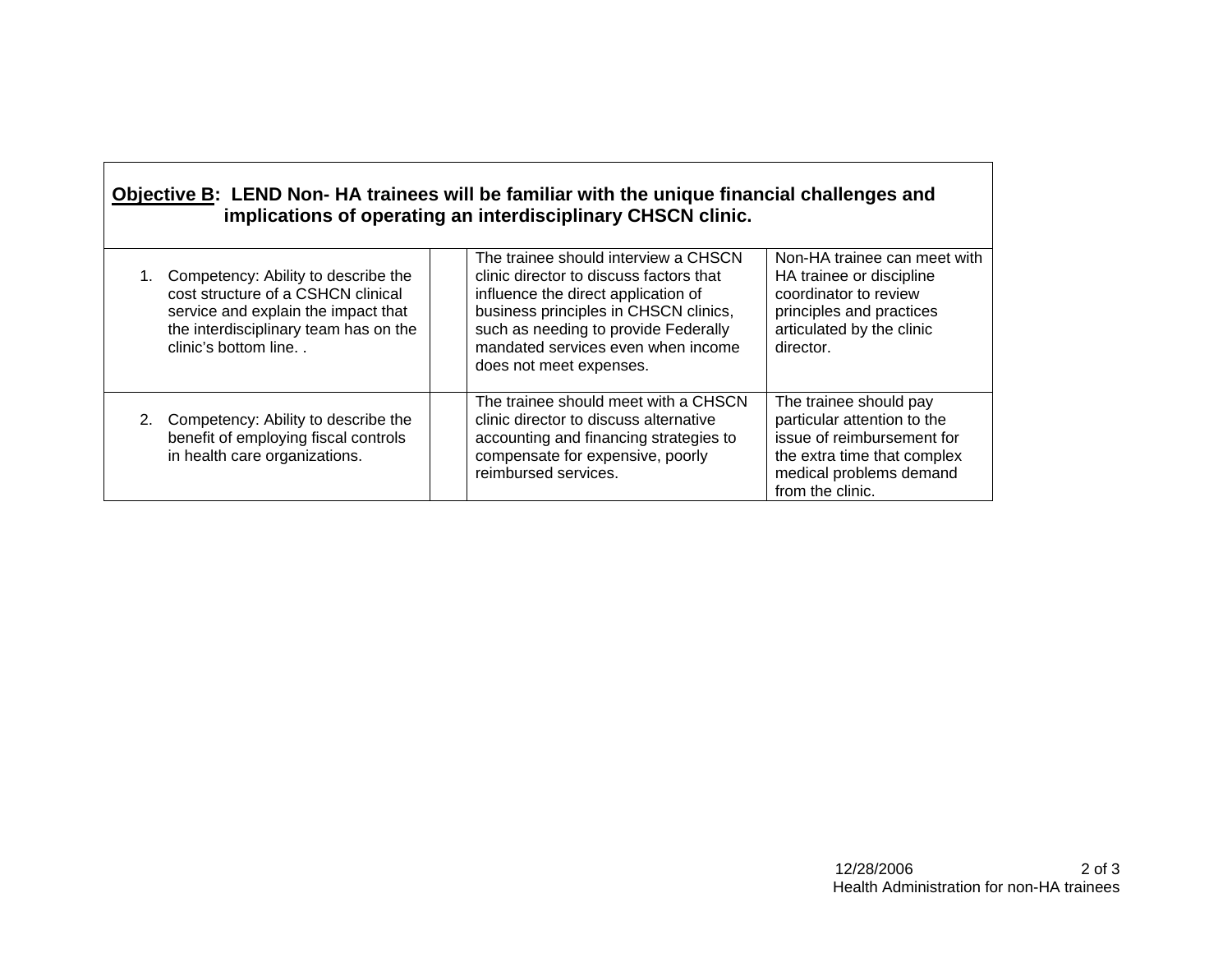| **Objective B: LEND Non- HA trainees will be familiar with the unique financial challenges and implications of operating an interdisciplinary CHSCN clinic.** | | | |
|---|---|---|---|
| 1. Competency: Ability to describe the cost structure of a CSHCN clinical service and explain the impact that the interdisciplinary team has on the clinic's bottom line. . | | The trainee should interview a CHSCN clinic director to discuss factors that influence the direct application of business principles in CHSCN clinics, such as needing to provide Federally mandated services even when income does not meet expenses. | Non-HA trainee can meet with HA trainee or discipline coordinator to review principles and practices articulated by the clinic director. |
| 2. Competency: Ability to describe the benefit of employing fiscal controls in health care organizations. | | The trainee should meet with a CHSCN clinic director to discuss alternative accounting and financing strategies to compensate for expensive, poorly reimbursed services. | The trainee should pay particular attention to the issue of reimbursement for the extra time that complex medical problems demand from the clinic. |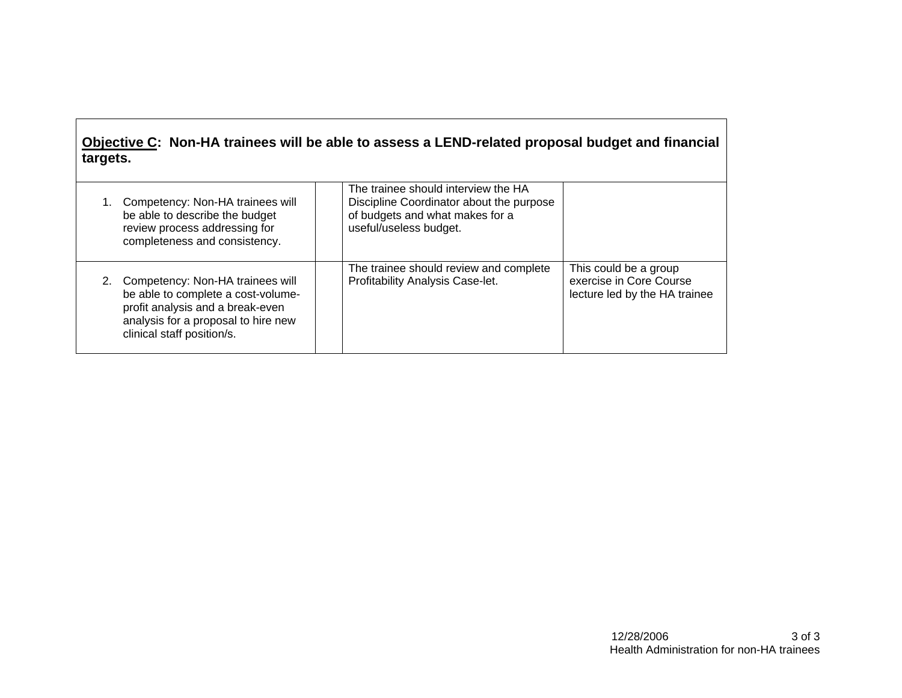| **Objective C:** Non-HA trainees will be able to assess a LEND-related proposal budget and financial targets. | | | |
|---|---|---|---|
| 1. Competency: Non-HA trainees will be able to describe the budget review process addressing for completeness and consistency. | | The trainee should interview the HA Discipline Coordinator about the purpose of budgets and what makes for a useful/useless budget. | |
| 2. Competency: Non-HA trainees will be able to complete a cost-volume-profit analysis and a break-even analysis for a proposal to hire new clinical staff position/s. | | The trainee should review and complete Profitability Analysis Case-let. | This could be a group exercise in Core Course lecture led by the HA trainee |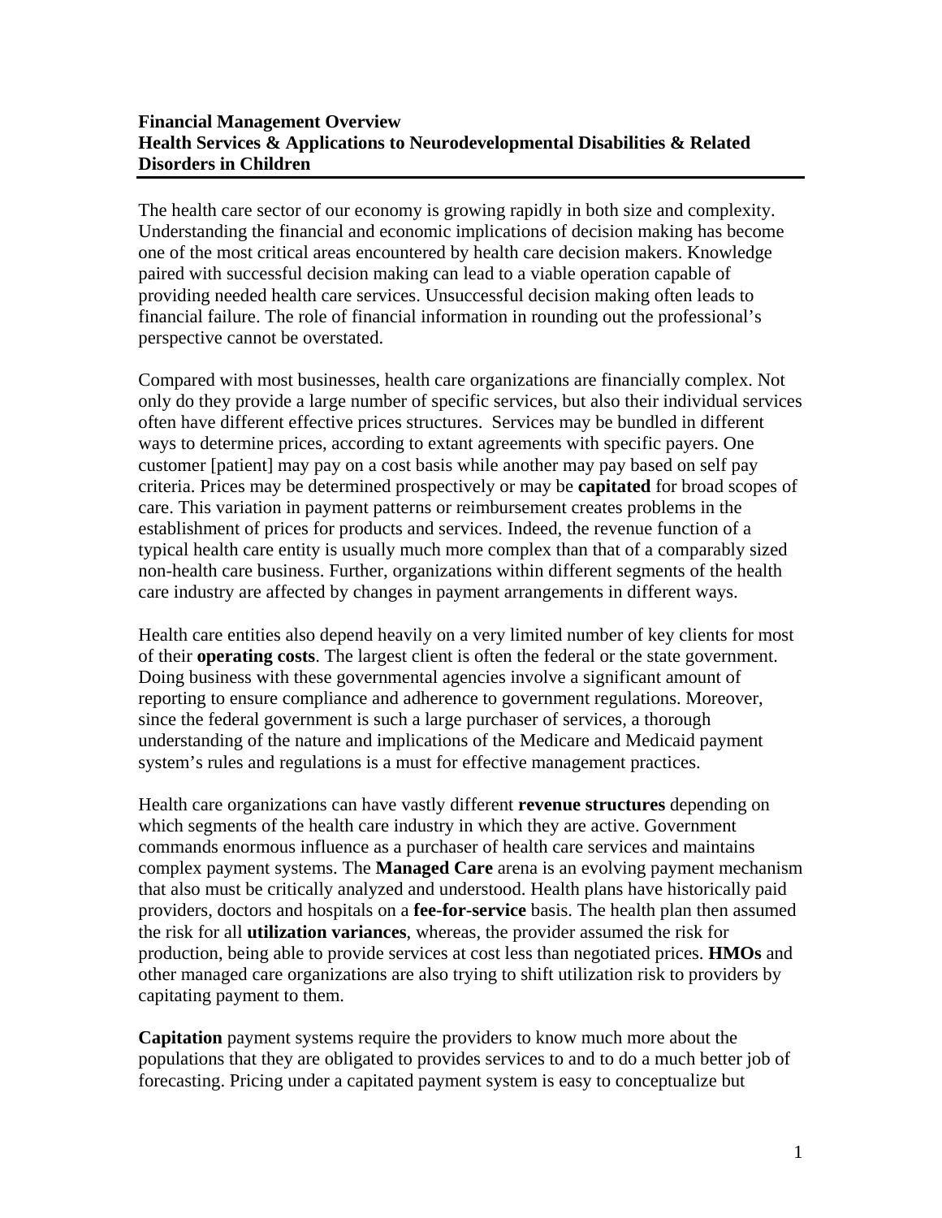**Financial Management Overview**
**Health Services & Applications to Neurodevelopmental Disabilities & Related Disorders in Children**

---

The health care sector of our economy is growing rapidly in both size and complexity. Understanding the financial and economic implications of decision making has become one of the most critical areas encountered by health care decision makers. Knowledge paired with successful decision making can lead to a viable operation capable of providing needed health care services. Unsuccessful decision making often leads to financial failure. The role of financial information in rounding out the professional's perspective cannot be overstated.

Compared with most businesses, health care organizations are financially complex. Not only do they provide a large number of specific services, but also their individual services often have different effective prices structures. Services may be bundled in different ways to determine prices, according to extant agreements with specific payers. One customer [patient] may pay on a cost basis while another may pay based on self pay criteria. Prices may be determined prospectively or may be **capitated** for broad scopes of care. This variation in payment patterns or reimbursement creates problems in the establishment of prices for products and services. Indeed, the revenue function of a typical health care entity is usually much more complex than that of a comparably sized non-health care business. Further, organizations within different segments of the health care industry are affected by changes in payment arrangements in different ways.

Health care entities also depend heavily on a very limited number of key clients for most of their **operating costs**. The largest client is often the federal or the state government. Doing business with these governmental agencies involve a significant amount of reporting to ensure compliance and adherence to government regulations. Moreover, since the federal government is such a large purchaser of services, a thorough understanding of the nature and implications of the Medicare and Medicaid payment system's rules and regulations is a must for effective management practices.

Health care organizations can have vastly different **revenue structures** depending on which segments of the health care industry in which they are active. Government commands enormous influence as a purchaser of health care services and maintains complex payment systems. The **Managed Care** arena is an evolving payment mechanism that also must be critically analyzed and understood. Health plans have historically paid providers, doctors and hospitals on a **fee-for-service** basis. The health plan then assumed the risk for all **utilization variances**, whereas, the provider assumed the risk for production, being able to provide services at cost less than negotiated prices. **HMOs** and other managed care organizations are also trying to shift utilization risk to providers by capitating payment to them.

**Capitation** payment systems require the providers to know much more about the populations that they are obligated to provides services to and to do a much better job of forecasting. Pricing under a capitated payment system is easy to conceptualize but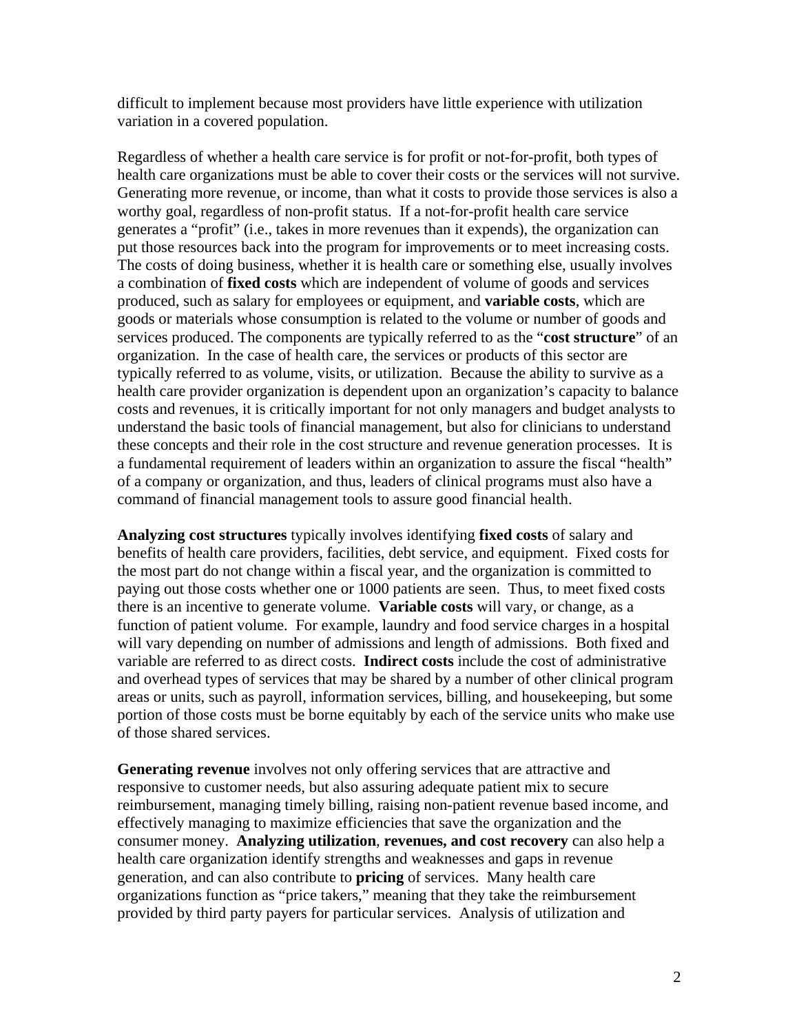difficult to implement because most providers have little experience with utilization variation in a covered population.

Regardless of whether a health care service is for profit or not-for-profit, both types of health care organizations must be able to cover their costs or the services will not survive. Generating more revenue, or income, than what it costs to provide those services is also a worthy goal, regardless of non-profit status. If a not-for-profit health care service generates a "profit" (i.e., takes in more revenues than it expends), the organization can put those resources back into the program for improvements or to meet increasing costs. The costs of doing business, whether it is health care or something else, usually involves a combination of **fixed costs** which are independent of volume of goods and services produced, such as salary for employees or equipment, and **variable costs**, which are goods or materials whose consumption is related to the volume or number of goods and services produced. The components are typically referred to as the "**cost structure**" of an organization. In the case of health care, the services or products of this sector are typically referred to as volume, visits, or utilization. Because the ability to survive as a health care provider organization is dependent upon an organization's capacity to balance costs and revenues, it is critically important for not only managers and budget analysts to understand the basic tools of financial management, but also for clinicians to understand these concepts and their role in the cost structure and revenue generation processes. It is a fundamental requirement of leaders within an organization to assure the fiscal "health" of a company or organization, and thus, leaders of clinical programs must also have a command of financial management tools to assure good financial health.

**Analyzing cost structures** typically involves identifying **fixed costs** of salary and benefits of health care providers, facilities, debt service, and equipment. Fixed costs for the most part do not change within a fiscal year, and the organization is committed to paying out those costs whether one or 1000 patients are seen. Thus, to meet fixed costs there is an incentive to generate volume. **Variable costs** will vary, or change, as a function of patient volume. For example, laundry and food service charges in a hospital will vary depending on number of admissions and length of admissions. Both fixed and variable are referred to as direct costs. **Indirect costs** include the cost of administrative and overhead types of services that may be shared by a number of other clinical program areas or units, such as payroll, information services, billing, and housekeeping, but some portion of those costs must be borne equitably by each of the service units who make use of those shared services.

**Generating revenue** involves not only offering services that are attractive and responsive to customer needs, but also assuring adequate patient mix to secure reimbursement, managing timely billing, raising non-patient revenue based income, and effectively managing to maximize efficiencies that save the organization and the consumer money. **Analyzing utilization**, **revenues, and cost recovery** can also help a health care organization identify strengths and weaknesses and gaps in revenue generation, and can also contribute to **pricing** of services. Many health care organizations function as "price takers," meaning that they take the reimbursement provided by third party payers for particular services. Analysis of utilization and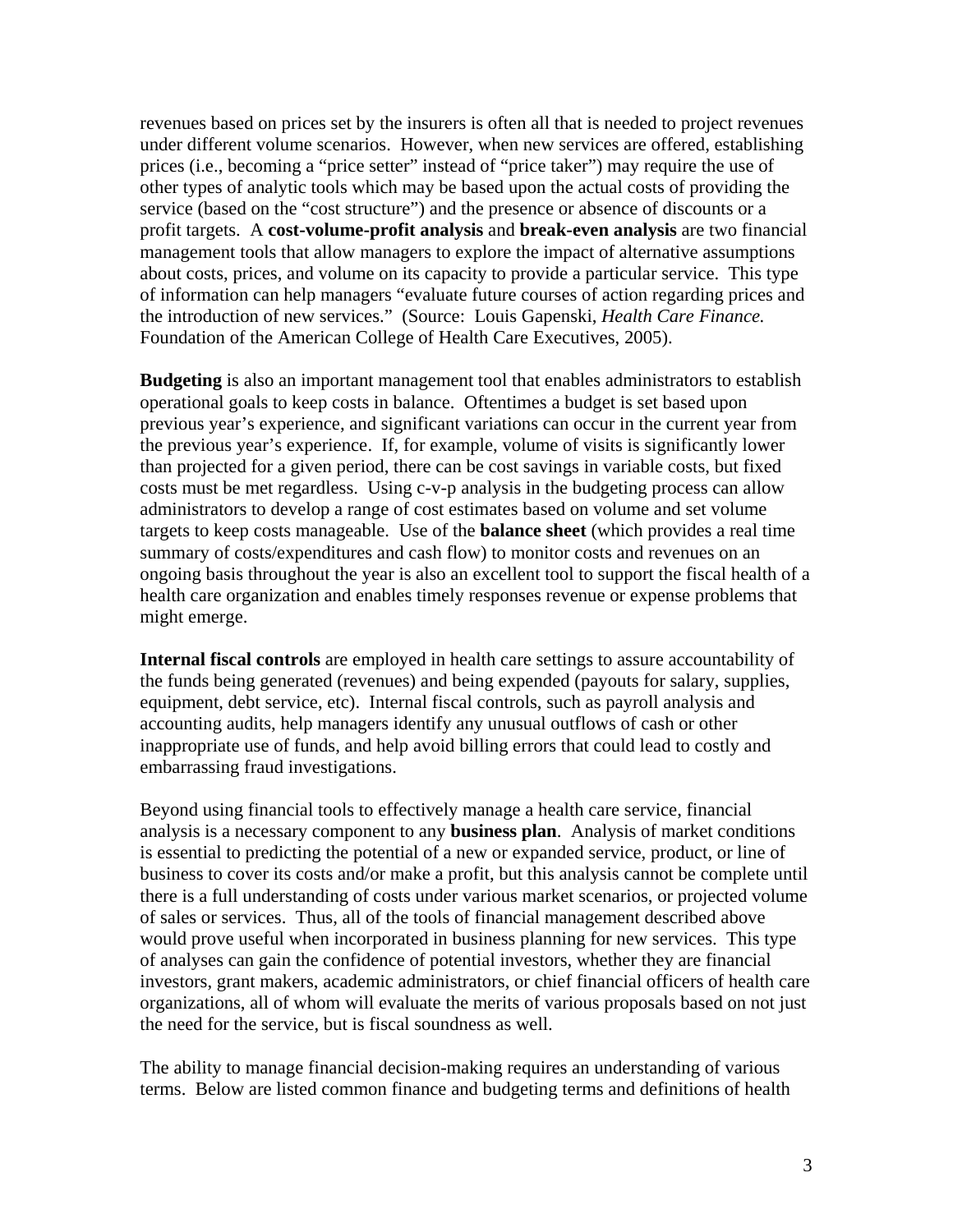revenues based on prices set by the insurers is often all that is needed to project revenues under different volume scenarios. However, when new services are offered, establishing prices (i.e., becoming a "price setter" instead of "price taker") may require the use of other types of analytic tools which may be based upon the actual costs of providing the service (based on the "cost structure") and the presence or absence of discounts or a profit targets. A **cost-volume-profit analysis** and **break-even analysis** are two financial management tools that allow managers to explore the impact of alternative assumptions about costs, prices, and volume on its capacity to provide a particular service. This type of information can help managers "evaluate future courses of action regarding prices and the introduction of new services." (Source: Louis Gapenski, *Health Care Finance.* Foundation of the American College of Health Care Executives, 2005).

**Budgeting** is also an important management tool that enables administrators to establish operational goals to keep costs in balance. Oftentimes a budget is set based upon previous year's experience, and significant variations can occur in the current year from the previous year's experience. If, for example, volume of visits is significantly lower than projected for a given period, there can be cost savings in variable costs, but fixed costs must be met regardless. Using c-v-p analysis in the budgeting process can allow administrators to develop a range of cost estimates based on volume and set volume targets to keep costs manageable. Use of the **balance sheet** (which provides a real time summary of costs/expenditures and cash flow) to monitor costs and revenues on an ongoing basis throughout the year is also an excellent tool to support the fiscal health of a health care organization and enables timely responses revenue or expense problems that might emerge.

**Internal fiscal controls** are employed in health care settings to assure accountability of the funds being generated (revenues) and being expended (payouts for salary, supplies, equipment, debt service, etc). Internal fiscal controls, such as payroll analysis and accounting audits, help managers identify any unusual outflows of cash or other inappropriate use of funds, and help avoid billing errors that could lead to costly and embarrassing fraud investigations.

Beyond using financial tools to effectively manage a health care service, financial analysis is a necessary component to any **business plan**. Analysis of market conditions is essential to predicting the potential of a new or expanded service, product, or line of business to cover its costs and/or make a profit, but this analysis cannot be complete until there is a full understanding of costs under various market scenarios, or projected volume of sales or services. Thus, all of the tools of financial management described above would prove useful when incorporated in business planning for new services. This type of analyses can gain the confidence of potential investors, whether they are financial investors, grant makers, academic administrators, or chief financial officers of health care organizations, all of whom will evaluate the merits of various proposals based on not just the need for the service, but is fiscal soundness as well.

The ability to manage financial decision-making requires an understanding of various terms. Below are listed common finance and budgeting terms and definitions of health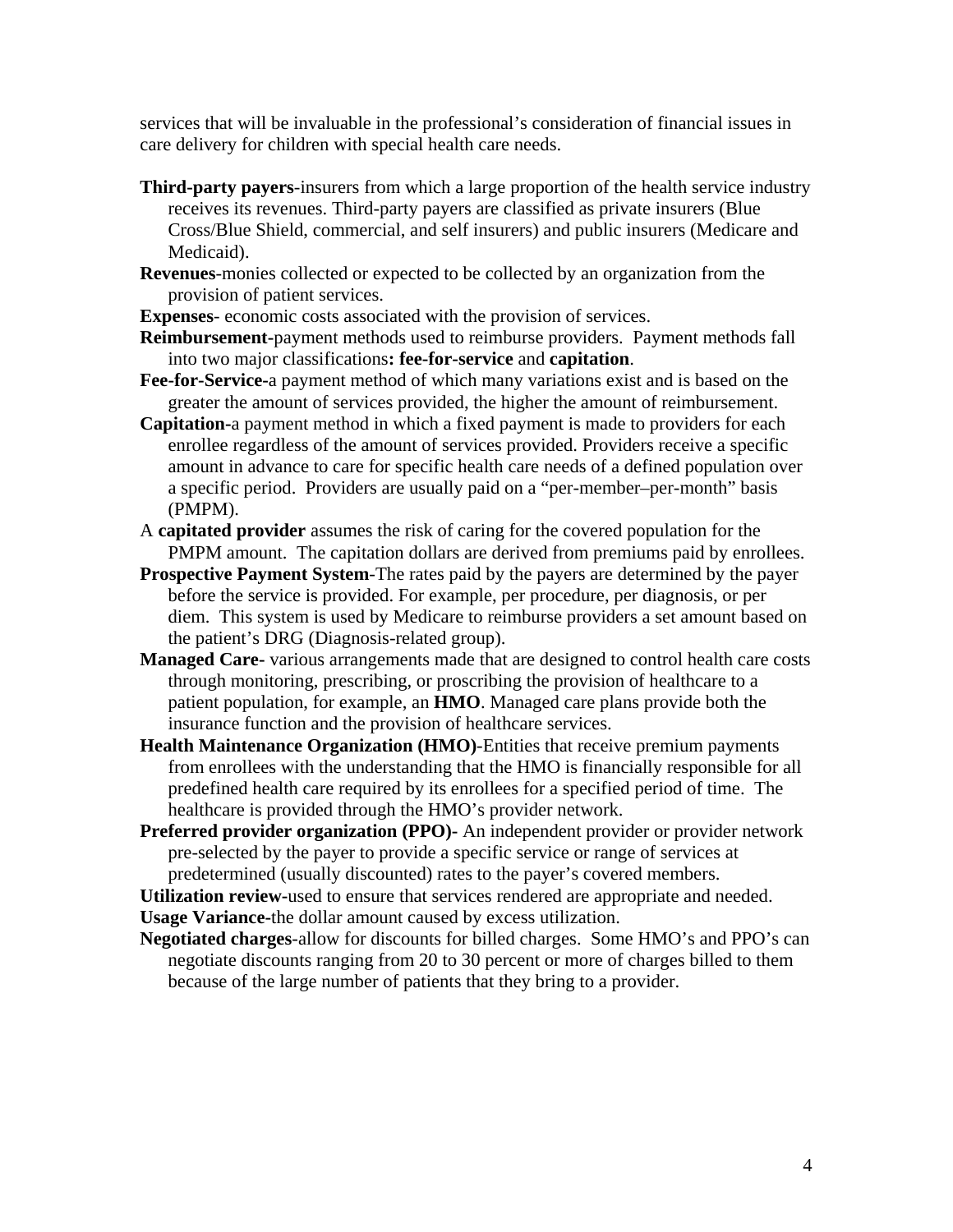services that will be invaluable in the professional's consideration of financial issues in care delivery for children with special health care needs.

**Third-party payers**-insurers from which a large proportion of the health service industry receives its revenues. Third-party payers are classified as private insurers (Blue Cross/Blue Shield, commercial, and self insurers) and public insurers (Medicare and Medicaid).

**Revenues**-monies collected or expected to be collected by an organization from the provision of patient services.

**Expenses**- economic costs associated with the provision of services.

**Reimbursement**-payment methods used to reimburse providers. Payment methods fall into two major classifications**: fee-for-service** and **capitation**.

**Fee-for-Service**-a payment method of which many variations exist and is based on the greater the amount of services provided, the higher the amount of reimbursement.

**Capitation**-a payment method in which a fixed payment is made to providers for each enrollee regardless of the amount of services provided. Providers receive a specific amount in advance to care for specific health care needs of a defined population over a specific period. Providers are usually paid on a "per-member–per-month" basis (PMPM).

A **capitated provider** assumes the risk of caring for the covered population for the PMPM amount. The capitation dollars are derived from premiums paid by enrollees.

**Prospective Payment System**-The rates paid by the payers are determined by the payer before the service is provided. For example, per procedure, per diagnosis, or per diem. This system is used by Medicare to reimburse providers a set amount based on the patient's DRG (Diagnosis-related group).

**Managed Care**- various arrangements made that are designed to control health care costs through monitoring, prescribing, or proscribing the provision of healthcare to a patient population, for example, an **HMO**. Managed care plans provide both the insurance function and the provision of healthcare services.

**Health Maintenance Organization (HMO)**-Entities that receive premium payments from enrollees with the understanding that the HMO is financially responsible for all predefined health care required by its enrollees for a specified period of time. The healthcare is provided through the HMO's provider network.

**Preferred provider organization (PPO)**- An independent provider or provider network pre-selected by the payer to provide a specific service or range of services at predetermined (usually discounted) rates to the payer's covered members.

**Utilization review**-used to ensure that services rendered are appropriate and needed.

**Usage Variance**-the dollar amount caused by excess utilization.

**Negotiated charges**-allow for discounts for billed charges. Some HMO's and PPO's can negotiate discounts ranging from 20 to 30 percent or more of charges billed to them because of the large number of patients that they bring to a provider.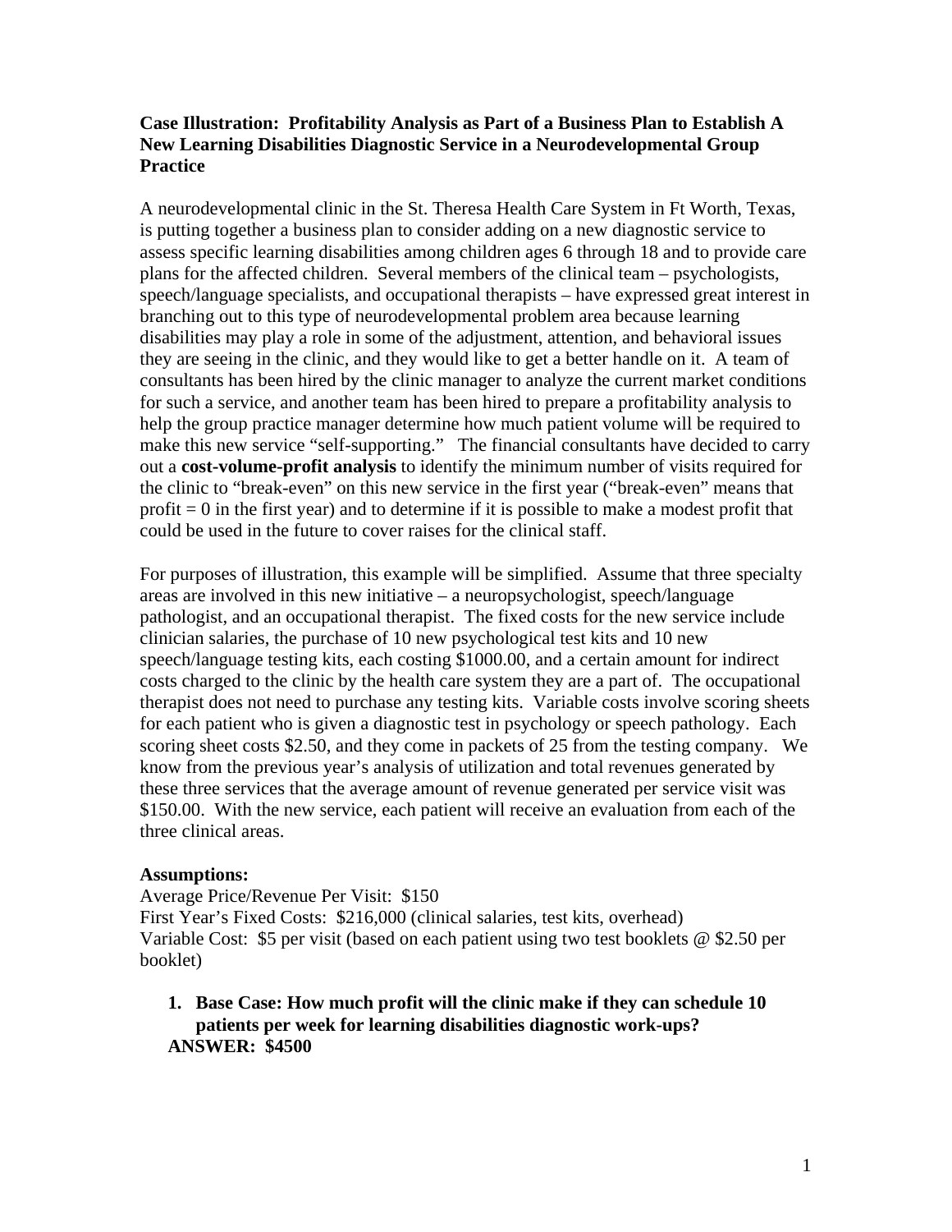**Case Illustration: Profitability Analysis as Part of a Business Plan to Establish A New Learning Disabilities Diagnostic Service in a Neurodevelopmental Group Practice**

A neurodevelopmental clinic in the St. Theresa Health Care System in Ft Worth, Texas, is putting together a business plan to consider adding on a new diagnostic service to assess specific learning disabilities among children ages 6 through 18 and to provide care plans for the affected children. Several members of the clinical team – psychologists, speech/language specialists, and occupational therapists – have expressed great interest in branching out to this type of neurodevelopmental problem area because learning disabilities may play a role in some of the adjustment, attention, and behavioral issues they are seeing in the clinic, and they would like to get a better handle on it. A team of consultants has been hired by the clinic manager to analyze the current market conditions for such a service, and another team has been hired to prepare a profitability analysis to help the group practice manager determine how much patient volume will be required to make this new service "self-supporting." The financial consultants have decided to carry out a **cost-volume-profit analysis** to identify the minimum number of visits required for the clinic to "break-even" on this new service in the first year ("break-even" means that profit = 0 in the first year) and to determine if it is possible to make a modest profit that could be used in the future to cover raises for the clinical staff.

For purposes of illustration, this example will be simplified. Assume that three specialty areas are involved in this new initiative – a neuropsychologist, speech/language pathologist, and an occupational therapist. The fixed costs for the new service include clinician salaries, the purchase of 10 new psychological test kits and 10 new speech/language testing kits, each costing $1000.00, and a certain amount for indirect costs charged to the clinic by the health care system they are a part of. The occupational therapist does not need to purchase any testing kits. Variable costs involve scoring sheets for each patient who is given a diagnostic test in psychology or speech pathology. Each scoring sheet costs $2.50, and they come in packets of 25 from the testing company. We know from the previous year's analysis of utilization and total revenues generated by these three services that the average amount of revenue generated per service visit was $150.00. With the new service, each patient will receive an evaluation from each of the three clinical areas.

**Assumptions:**
Average Price/Revenue Per Visit: $150
First Year's Fixed Costs: $216,000 (clinical salaries, test kits, overhead)
Variable Cost: $5 per visit (based on each patient using two test booklets @ $2.50 per booklet)

1. **Base Case: How much profit will the clinic make if they can schedule 10 patients per week for learning disabilities diagnostic work-ups?**
   **ANSWER: $4500**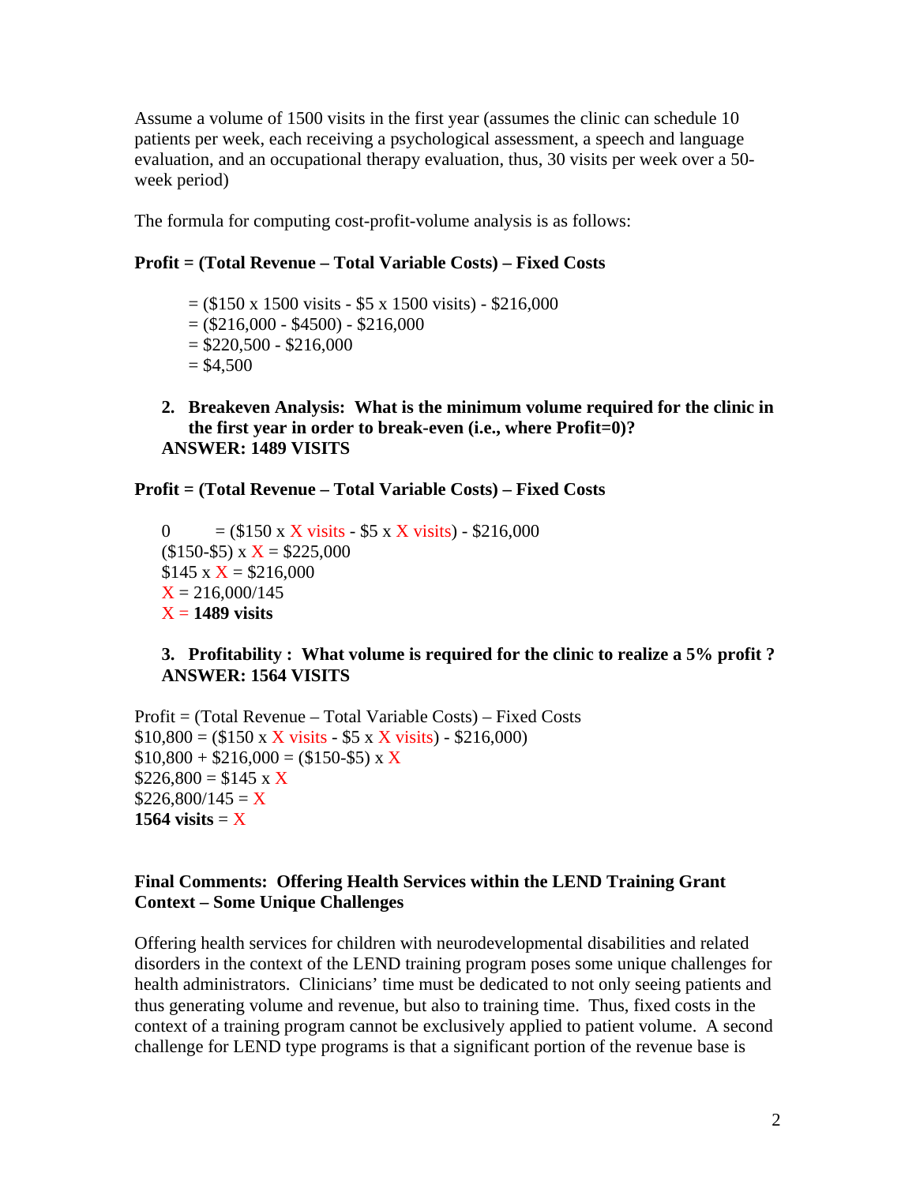Assume a volume of 1500 visits in the first year (assumes the clinic can schedule 10 patients per week, each receiving a psychological assessment, a speech and language evaluation, and an occupational therapy evaluation, thus, 30 visits per week over a 50-week period)

The formula for computing cost-profit-volume analysis is as follows:

**Profit = (Total Revenue – Total Variable Costs) – Fixed Costs**

= ($150 x 1500 visits - $5 x 1500 visits) - $216,000
= ($216,000 - $4500) - $216,000
= $220,500 - $216,000
= $4,500

2. **Breakeven Analysis: What is the minimum volume required for the clinic in the first year in order to break-even (i.e., where Profit=0)?**
   **ANSWER: 1489 VISITS**

**Profit = (Total Revenue – Total Variable Costs) – Fixed Costs**

0 = ($150 x X visits - $5 x X visits) - $216,000
($150-$5) x X = $225,000
$145 x X = $216,000
X = 216,000/145
X = **1489 visits**

3. **Profitability : What volume is required for the clinic to realize a 5% profit ?**
   **ANSWER: 1564 VISITS**

Profit = (Total Revenue – Total Variable Costs) – Fixed Costs
$10,800 = ($150 x X visits - $5 x X visits) - $216,000)
$10,800 + $216,000 = ($150-$5) x X
$226,800 = $145 x X
$226,800/145 = X
**1564 visits** = X

**Final Comments: Offering Health Services within the LEND Training Grant Context – Some Unique Challenges**

Offering health services for children with neurodevelopmental disabilities and related disorders in the context of the LEND training program poses some unique challenges for health administrators. Clinicians' time must be dedicated to not only seeing patients and thus generating volume and revenue, but also to training time. Thus, fixed costs in the context of a training program cannot be exclusively applied to patient volume. A second challenge for LEND type programs is that a significant portion of the revenue base is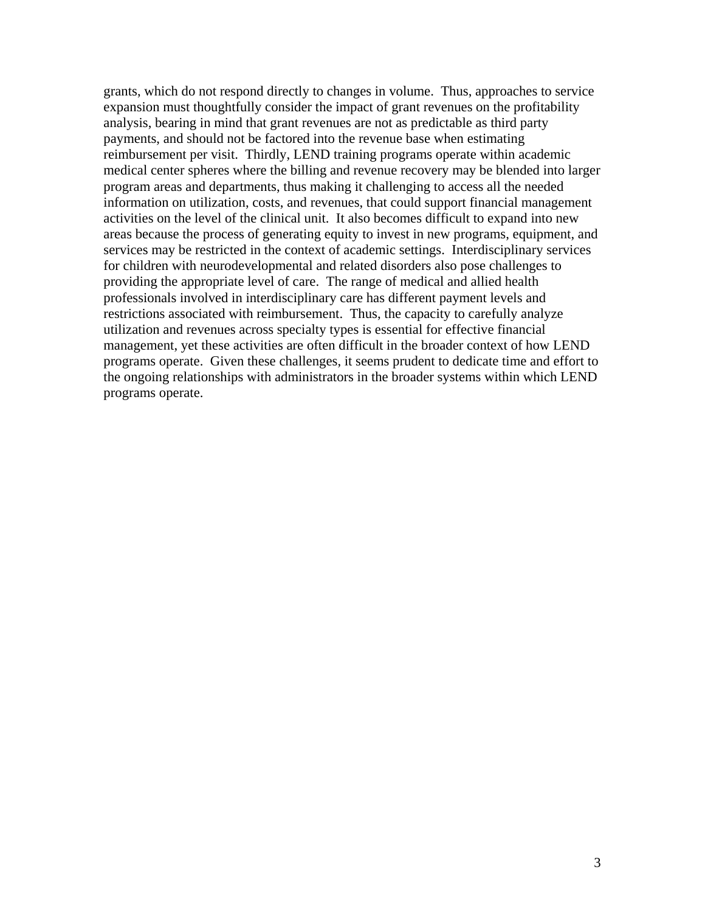grants, which do not respond directly to changes in volume. Thus, approaches to service expansion must thoughtfully consider the impact of grant revenues on the profitability analysis, bearing in mind that grant revenues are not as predictable as third party payments, and should not be factored into the revenue base when estimating reimbursement per visit. Thirdly, LEND training programs operate within academic medical center spheres where the billing and revenue recovery may be blended into larger program areas and departments, thus making it challenging to access all the needed information on utilization, costs, and revenues, that could support financial management activities on the level of the clinical unit. It also becomes difficult to expand into new areas because the process of generating equity to invest in new programs, equipment, and services may be restricted in the context of academic settings. Interdisciplinary services for children with neurodevelopmental and related disorders also pose challenges to providing the appropriate level of care. The range of medical and allied health professionals involved in interdisciplinary care has different payment levels and restrictions associated with reimbursement. Thus, the capacity to carefully analyze utilization and revenues across specialty types is essential for effective financial management, yet these activities are often difficult in the broader context of how LEND programs operate. Given these challenges, it seems prudent to dedicate time and effort to the ongoing relationships with administrators in the broader systems within which LEND programs operate.